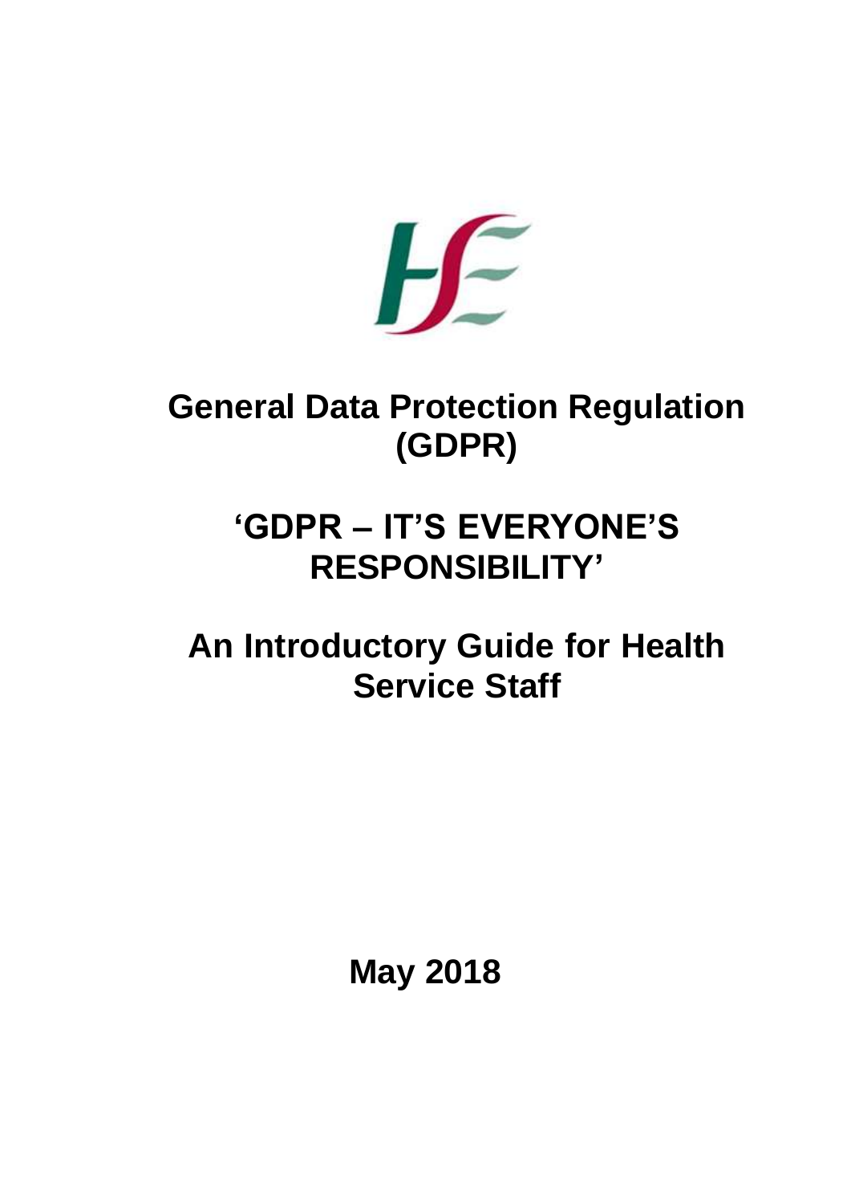# General Data Protection Regulation (GDPR)

## 'GDPR – IT'S EVERYONE'S RESPONSIBILITY'

## An Introductory Guide for Health Service Staff

**May 2018**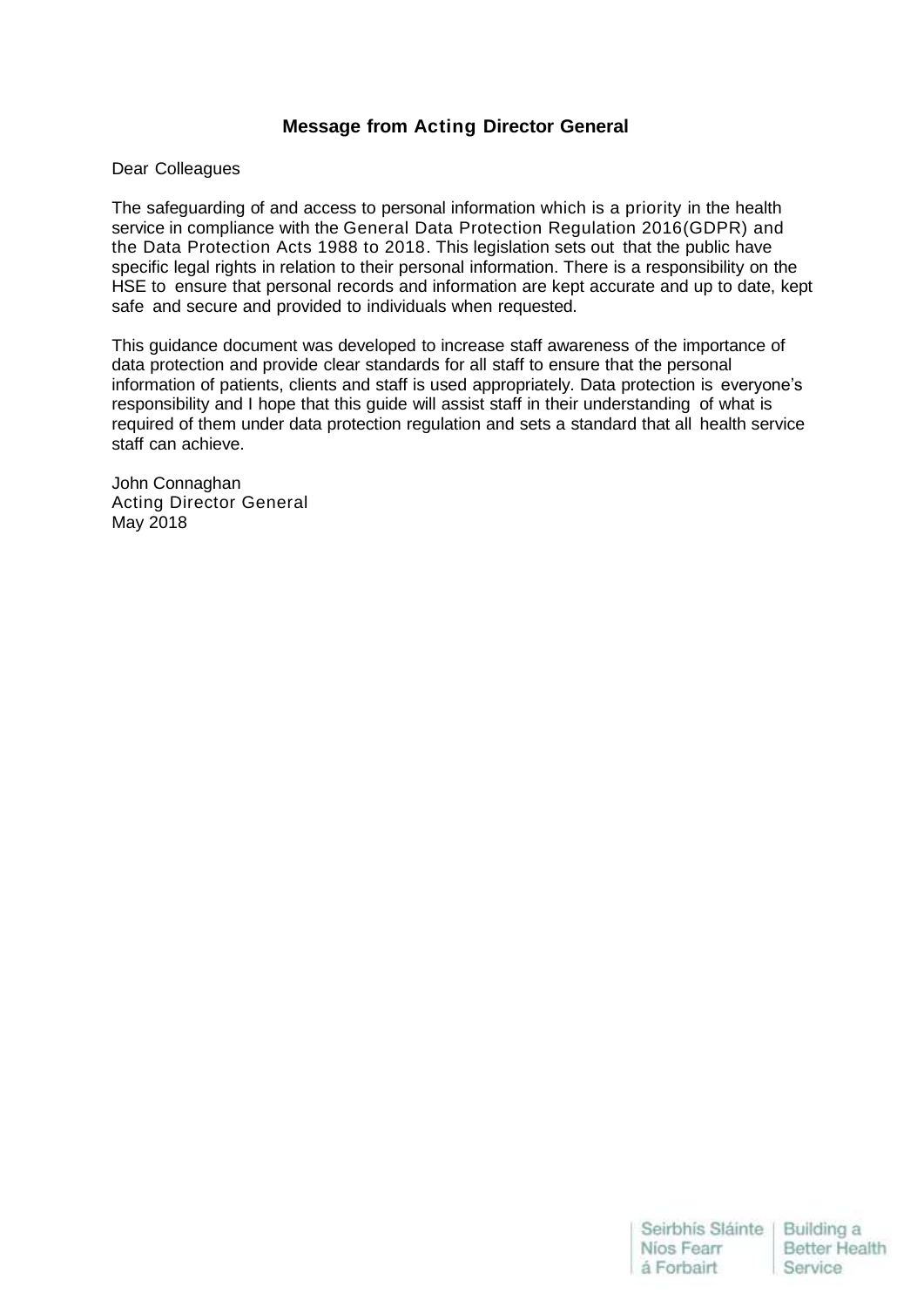## Message from Acting Director General

Dear Colleagues

The safeguarding of and access to personal information which is a priority in the health service in compliance with the General Data Protection Regulation 2016(GDPR) and the Data Protection Acts 1988 to 2018. This legislation sets out that the public have specific legal rights in relation to their personal information. There is a responsibility on the HSE to ensure that personal records and information are kept accurate and up to date, kept safe and secure and provided to individuals when requested.

This guidance document was developed to increase staff awareness of the importance of data protection and provide clear standards for all staff to ensure that the personal information of patients, clients and staff is used appropriately. Data protection is everyone's responsibility and I hope that this guide will assist staff in their understanding of what is required of them under data protection regulation and sets a standard that all health service staff can achieve.

John Connaghan
Acting Director General
May 2018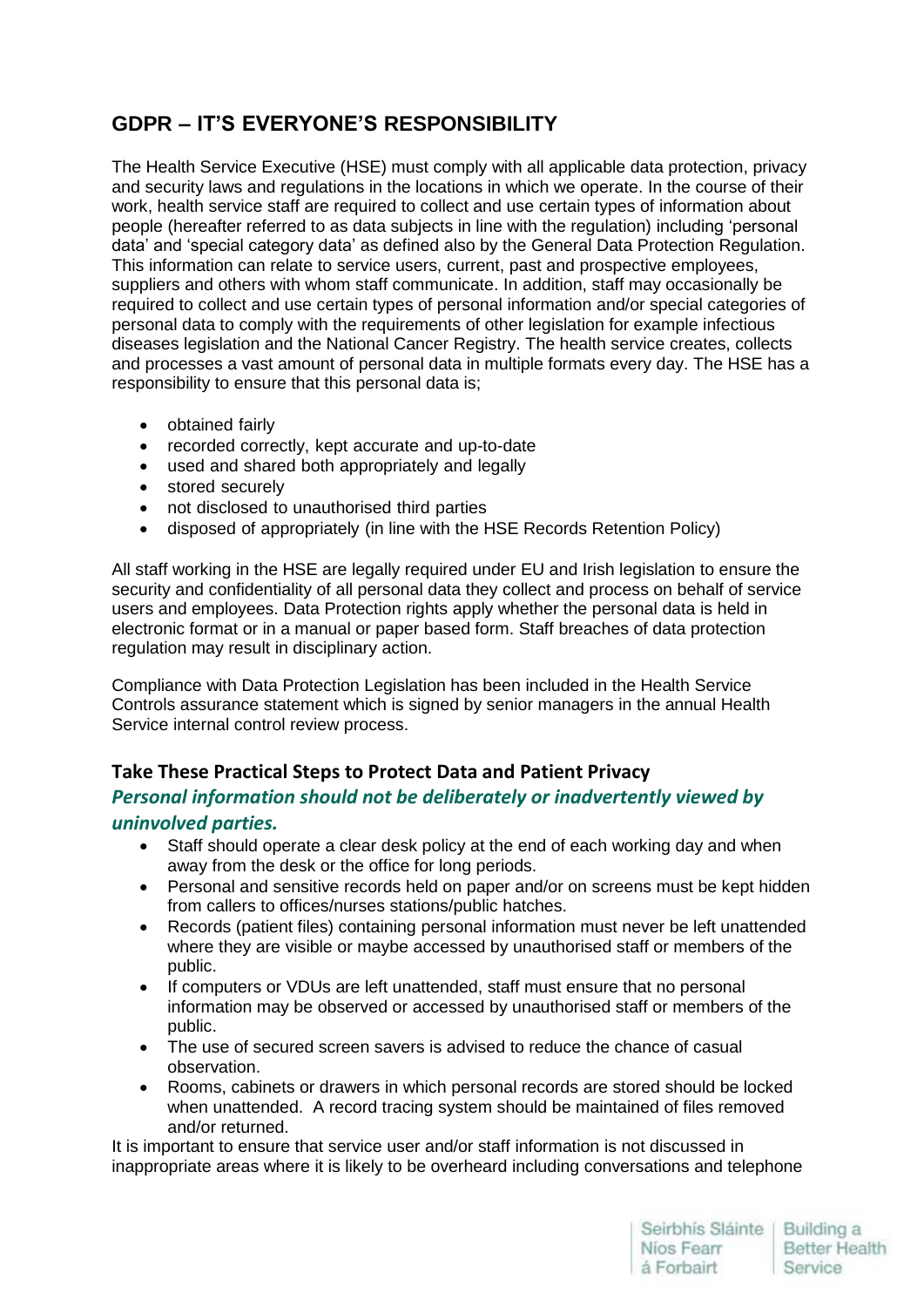## GDPR – IT'S EVERYONE'S RESPONSIBILITY

The Health Service Executive (HSE) must comply with all applicable data protection, privacy and security laws and regulations in the locations in which we operate. In the course of their work, health service staff are required to collect and use certain types of information about people (hereafter referred to as data subjects in line with the regulation) including 'personal data' and 'special category data' as defined also by the General Data Protection Regulation. This information can relate to service users, current, past and prospective employees, suppliers and others with whom staff communicate. In addition, staff may occasionally be required to collect and use certain types of personal information and/or special categories of personal data to comply with the requirements of other legislation for example infectious diseases legislation and the National Cancer Registry. The health service creates, collects and processes a vast amount of personal data in multiple formats every day. The HSE has a responsibility to ensure that this personal data is;

- obtained fairly
- recorded correctly, kept accurate and up-to-date
- used and shared both appropriately and legally
- stored securely
- not disclosed to unauthorised third parties
- disposed of appropriately (in line with the HSE Records Retention Policy)

All staff working in the HSE are legally required under EU and Irish legislation to ensure the security and confidentiality of all personal data they collect and process on behalf of service users and employees. Data Protection rights apply whether the personal data is held in electronic format or in a manual or paper based form. Staff breaches of data protection regulation may result in disciplinary action.

Compliance with Data Protection Legislation has been included in the Health Service Controls assurance statement which is signed by senior managers in the annual Health Service internal control review process.

### Take These Practical Steps to Protect Data and Patient Privacy

***Personal information should not be deliberately or inadvertently viewed by uninvolved parties.***

- Staff should operate a clear desk policy at the end of each working day and when away from the desk or the office for long periods.
- Personal and sensitive records held on paper and/or on screens must be kept hidden from callers to offices/nurses stations/public hatches.
- Records (patient files) containing personal information must never be left unattended where they are visible or maybe accessed by unauthorised staff or members of the public.
- If computers or VDUs are left unattended, staff must ensure that no personal information may be observed or accessed by unauthorised staff or members of the public.
- The use of secured screen savers is advised to reduce the chance of casual observation.
- Rooms, cabinets or drawers in which personal records are stored should be locked when unattended. A record tracing system should be maintained of files removed and/or returned.

It is important to ensure that service user and/or staff information is not discussed in inappropriate areas where it is likely to be overheard including conversations and telephone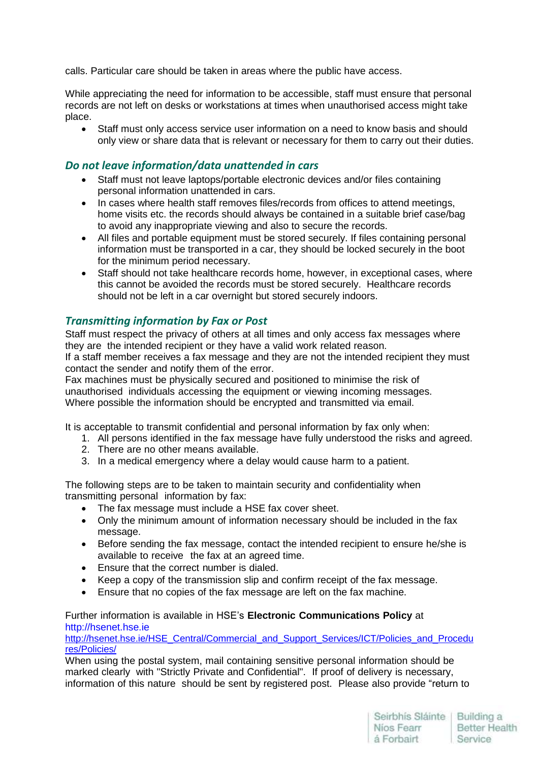calls. Particular care should be taken in areas where the public have access.

While appreciating the need for information to be accessible, staff must ensure that personal records are not left on desks or workstations at times when unauthorised access might take place.

- Staff must only access service user information on a need to know basis and should only view or share data that is relevant or necessary for them to carry out their duties.

### *Do not leave information/data unattended in cars*

- Staff must not leave laptops/portable electronic devices and/or files containing personal information unattended in cars.
- In cases where health staff removes files/records from offices to attend meetings, home visits etc. the records should always be contained in a suitable brief case/bag to avoid any inappropriate viewing and also to secure the records.
- All files and portable equipment must be stored securely. If files containing personal information must be transported in a car, they should be locked securely in the boot for the minimum period necessary.
- Staff should not take healthcare records home, however, in exceptional cases, where this cannot be avoided the records must be stored securely. Healthcare records should not be left in a car overnight but stored securely indoors.

### *Transmitting information by Fax or Post*

Staff must respect the privacy of others at all times and only access fax messages where they are the intended recipient or they have a valid work related reason.
If a staff member receives a fax message and they are not the intended recipient they must contact the sender and notify them of the error.
Fax machines must be physically secured and positioned to minimise the risk of unauthorised individuals accessing the equipment or viewing incoming messages.
Where possible the information should be encrypted and transmitted via email.

It is acceptable to transmit confidential and personal information by fax only when:

1. All persons identified in the fax message have fully understood the risks and agreed.
2. There are no other means available.
3. In a medical emergency where a delay would cause harm to a patient.

The following steps are to be taken to maintain security and confidentiality when transmitting personal information by fax:

- The fax message must include a HSE fax cover sheet.
- Only the minimum amount of information necessary should be included in the fax message.
- Before sending the fax message, contact the intended recipient to ensure he/she is available to receive the fax at an agreed time.
- Ensure that the correct number is dialed.
- Keep a copy of the transmission slip and confirm receipt of the fax message.
- Ensure that no copies of the fax message are left on the fax machine.

Further information is available in HSE's **Electronic Communications Policy** at http://hsenet.hse.ie
http://hsenet.hse.ie/HSE_Central/Commercial_and_Support_Services/ICT/Policies_and_Procedures/Policies/
When using the postal system, mail containing sensitive personal information should be marked clearly with "Strictly Private and Confidential". If proof of delivery is necessary, information of this nature should be sent by registered post. Please also provide "return to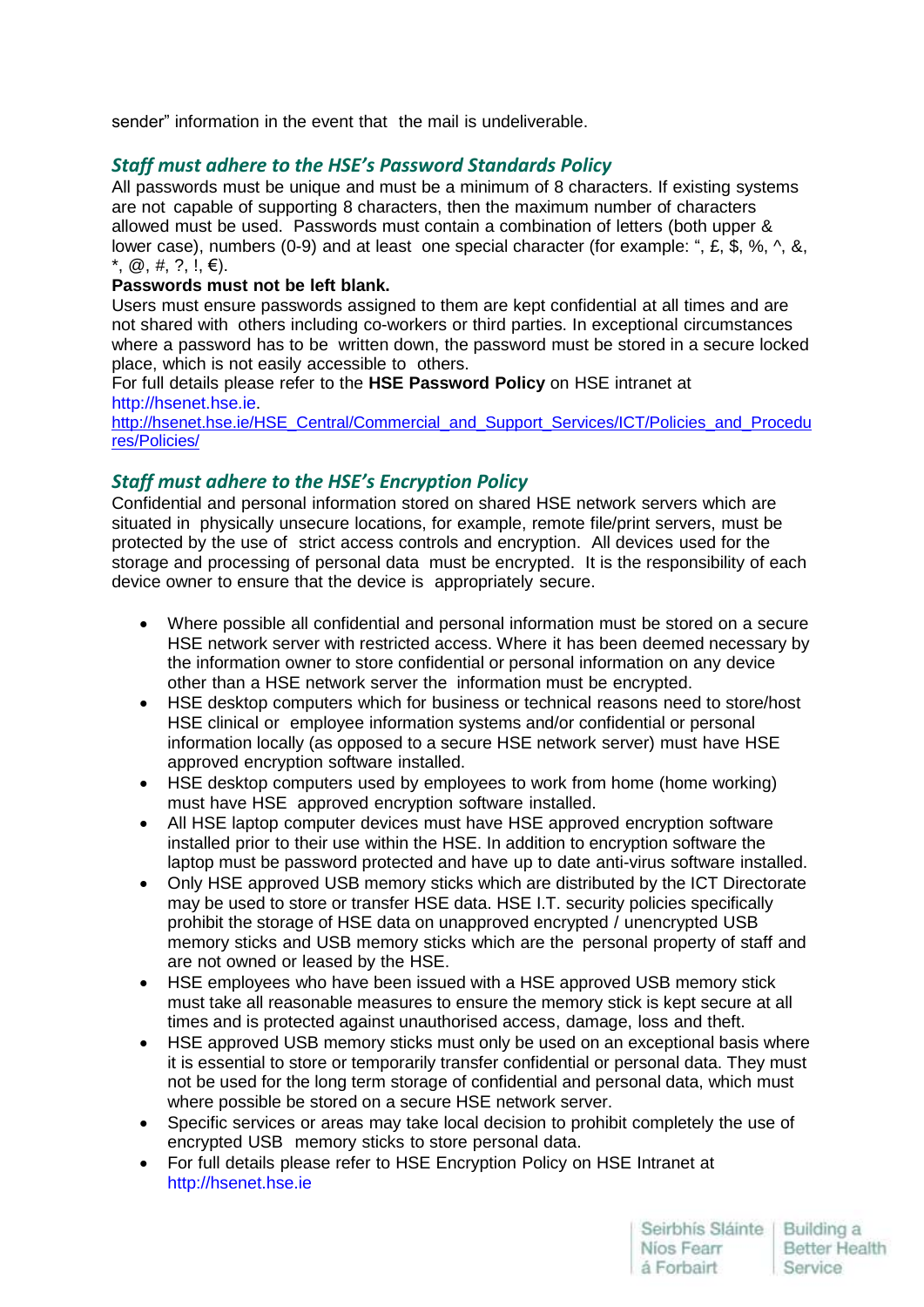sender" information in the event that the mail is undeliverable.

### *Staff must adhere to the HSE's Password Standards Policy*

All passwords must be unique and must be a minimum of 8 characters. If existing systems are not capable of supporting 8 characters, then the maximum number of characters allowed must be used. Passwords must contain a combination of letters (both upper & lower case), numbers (0-9) and at least one special character (for example: ", £, $, %, ^, &, *, @, #, ?, !, €).

**Passwords must not be left blank.**

Users must ensure passwords assigned to them are kept confidential at all times and are not shared with others including co-workers or third parties. In exceptional circumstances where a password has to be written down, the password must be stored in a secure locked place, which is not easily accessible to others.

For full details please refer to the **HSE Password Policy** on HSE intranet at http://hsenet.hse.ie.
http://hsenet.hse.ie/HSE_Central/Commercial_and_Support_Services/ICT/Policies_and_Procedures/Policies/

### *Staff must adhere to the HSE's Encryption Policy*

Confidential and personal information stored on shared HSE network servers which are situated in physically unsecure locations, for example, remote file/print servers, must be protected by the use of strict access controls and encryption. All devices used for the storage and processing of personal data must be encrypted. It is the responsibility of each device owner to ensure that the device is appropriately secure.

- Where possible all confidential and personal information must be stored on a secure HSE network server with restricted access. Where it has been deemed necessary by the information owner to store confidential or personal information on any device other than a HSE network server the information must be encrypted.
- HSE desktop computers which for business or technical reasons need to store/host HSE clinical or employee information systems and/or confidential or personal information locally (as opposed to a secure HSE network server) must have HSE approved encryption software installed.
- HSE desktop computers used by employees to work from home (home working) must have HSE approved encryption software installed.
- All HSE laptop computer devices must have HSE approved encryption software installed prior to their use within the HSE. In addition to encryption software the laptop must be password protected and have up to date anti-virus software installed.
- Only HSE approved USB memory sticks which are distributed by the ICT Directorate may be used to store or transfer HSE data. HSE I.T. security policies specifically prohibit the storage of HSE data on unapproved encrypted / unencrypted USB memory sticks and USB memory sticks which are the personal property of staff and are not owned or leased by the HSE.
- HSE employees who have been issued with a HSE approved USB memory stick must take all reasonable measures to ensure the memory stick is kept secure at all times and is protected against unauthorised access, damage, loss and theft.
- HSE approved USB memory sticks must only be used on an exceptional basis where it is essential to store or temporarily transfer confidential or personal data. They must not be used for the long term storage of confidential and personal data, which must where possible be stored on a secure HSE network server.
- Specific services or areas may take local decision to prohibit completely the use of encrypted USB memory sticks to store personal data.
- For full details please refer to HSE Encryption Policy on HSE Intranet at http://hsenet.hse.ie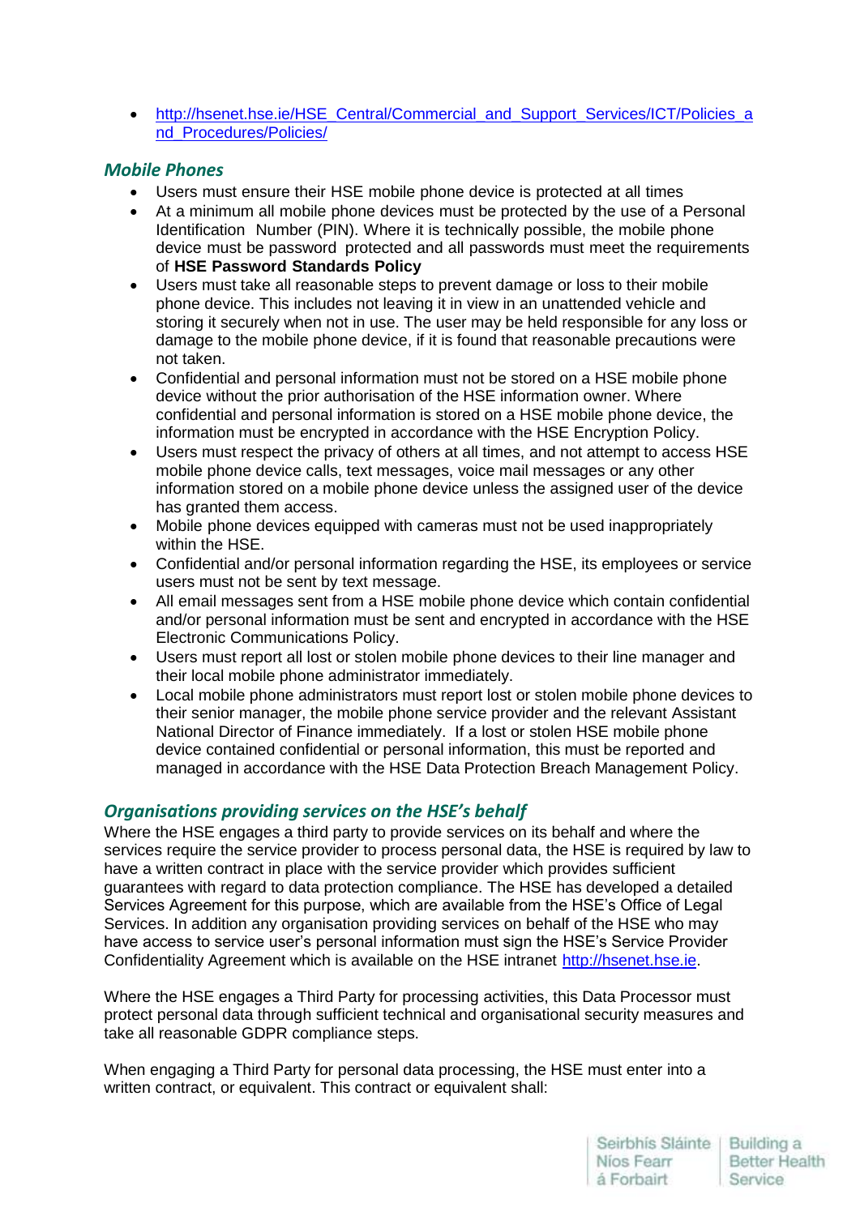- http://hsenet.hse.ie/HSE_Central/Commercial_and_Support_Services/ICT/Policies_and_Procedures/Policies/

### *Mobile Phones*

- Users must ensure their HSE mobile phone device is protected at all times
- At a minimum all mobile phone devices must be protected by the use of a Personal Identification Number (PIN). Where it is technically possible, the mobile phone device must be password protected and all passwords must meet the requirements of **HSE Password Standards Policy**
- Users must take all reasonable steps to prevent damage or loss to their mobile phone device. This includes not leaving it in view in an unattended vehicle and storing it securely when not in use. The user may be held responsible for any loss or damage to the mobile phone device, if it is found that reasonable precautions were not taken.
- Confidential and personal information must not be stored on a HSE mobile phone device without the prior authorisation of the HSE information owner. Where confidential and personal information is stored on a HSE mobile phone device, the information must be encrypted in accordance with the HSE Encryption Policy.
- Users must respect the privacy of others at all times, and not attempt to access HSE mobile phone device calls, text messages, voice mail messages or any other information stored on a mobile phone device unless the assigned user of the device has granted them access.
- Mobile phone devices equipped with cameras must not be used inappropriately within the HSE.
- Confidential and/or personal information regarding the HSE, its employees or service users must not be sent by text message.
- All email messages sent from a HSE mobile phone device which contain confidential and/or personal information must be sent and encrypted in accordance with the HSE Electronic Communications Policy.
- Users must report all lost or stolen mobile phone devices to their line manager and their local mobile phone administrator immediately.
- Local mobile phone administrators must report lost or stolen mobile phone devices to their senior manager, the mobile phone service provider and the relevant Assistant National Director of Finance immediately. If a lost or stolen HSE mobile phone device contained confidential or personal information, this must be reported and managed in accordance with the HSE Data Protection Breach Management Policy.

### *Organisations providing services on the HSE's behalf*

Where the HSE engages a third party to provide services on its behalf and where the services require the service provider to process personal data, the HSE is required by law to have a written contract in place with the service provider which provides sufficient guarantees with regard to data protection compliance. The HSE has developed a detailed Services Agreement for this purpose, which are available from the HSE's Office of Legal Services. In addition any organisation providing services on behalf of the HSE who may have access to service user's personal information must sign the HSE's Service Provider Confidentiality Agreement which is available on the HSE intranet http://hsenet.hse.ie.

Where the HSE engages a Third Party for processing activities, this Data Processor must protect personal data through sufficient technical and organisational security measures and take all reasonable GDPR compliance steps.

When engaging a Third Party for personal data processing, the HSE must enter into a written contract, or equivalent. This contract or equivalent shall: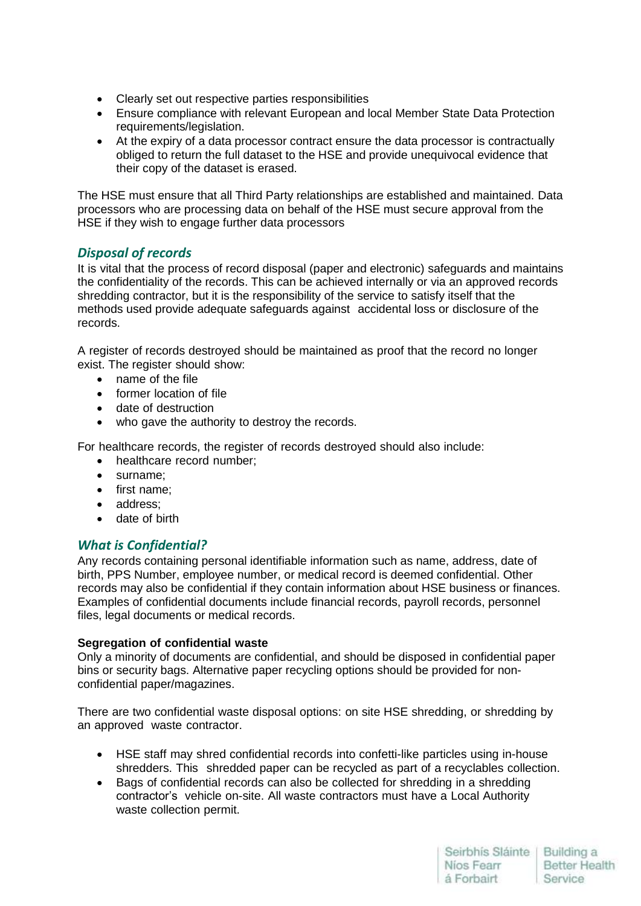- Clearly set out respective parties responsibilities
- Ensure compliance with relevant European and local Member State Data Protection requirements/legislation.
- At the expiry of a data processor contract ensure the data processor is contractually obliged to return the full dataset to the HSE and provide unequivocal evidence that their copy of the dataset is erased.

The HSE must ensure that all Third Party relationships are established and maintained. Data processors who are processing data on behalf of the HSE must secure approval from the HSE if they wish to engage further data processors

## *Disposal of records*

It is vital that the process of record disposal (paper and electronic) safeguards and maintains the confidentiality of the records. This can be achieved internally or via an approved records shredding contractor, but it is the responsibility of the service to satisfy itself that the methods used provide adequate safeguards against accidental loss or disclosure of the records.

A register of records destroyed should be maintained as proof that the record no longer exist. The register should show:

- name of the file
- former location of file
- date of destruction
- who gave the authority to destroy the records.

For healthcare records, the register of records destroyed should also include:

- healthcare record number;
- surname;
- first name;
- address;
- date of birth

## *What is Confidential?*

Any records containing personal identifiable information such as name, address, date of birth, PPS Number, employee number, or medical record is deemed confidential. Other records may also be confidential if they contain information about HSE business or finances. Examples of confidential documents include financial records, payroll records, personnel files, legal documents or medical records.

**Segregation of confidential waste**

Only a minority of documents are confidential, and should be disposed in confidential paper bins or security bags. Alternative paper recycling options should be provided for non-confidential paper/magazines.

There are two confidential waste disposal options: on site HSE shredding, or shredding by an approved waste contractor.

- HSE staff may shred confidential records into confetti-like particles using in-house shredders. This shredded paper can be recycled as part of a recyclables collection.
- Bags of confidential records can also be collected for shredding in a shredding contractor's vehicle on-site. All waste contractors must have a Local Authority waste collection permit.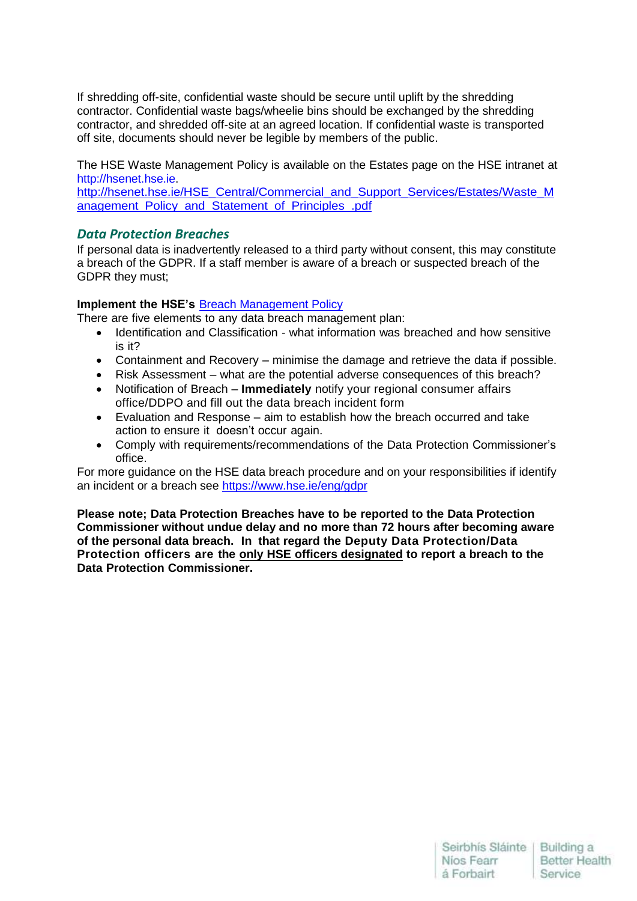If shredding off-site, confidential waste should be secure until uplift by the shredding contractor. Confidential waste bags/wheelie bins should be exchanged by the shredding contractor, and shredded off-site at an agreed location. If confidential waste is transported off site, documents should never be legible by members of the public.

The HSE Waste Management Policy is available on the Estates page on the HSE intranet at http://hsenet.hse.ie.
http://hsenet.hse.ie/HSE_Central/Commercial_and_Support_Services/Estates/Waste_Management_Policy_and_Statement_of_Principles_.pdf

## *Data Protection Breaches*

If personal data is inadvertently released to a third party without consent, this may constitute a breach of the GDPR. If a staff member is aware of a breach or suspected breach of the GDPR they must;

**Implement the HSE's** Breach Management Policy

There are five elements to any data breach management plan:

- Identification and Classification - what information was breached and how sensitive is it?
- Containment and Recovery – minimise the damage and retrieve the data if possible.
- Risk Assessment – what are the potential adverse consequences of this breach?
- Notification of Breach – **Immediately** notify your regional consumer affairs office/DDPO and fill out the data breach incident form
- Evaluation and Response – aim to establish how the breach occurred and take action to ensure it doesn't occur again.
- Comply with requirements/recommendations of the Data Protection Commissioner's office.

For more guidance on the HSE data breach procedure and on your responsibilities if identify an incident or a breach see https://www.hse.ie/eng/gdpr

**Please note; Data Protection Breaches have to be reported to the Data Protection Commissioner without undue delay and no more than 72 hours after becoming aware of the personal data breach. In that regard the Deputy Data Protection/Data Protection officers are the only HSE officers designated to report a breach to the Data Protection Commissioner.**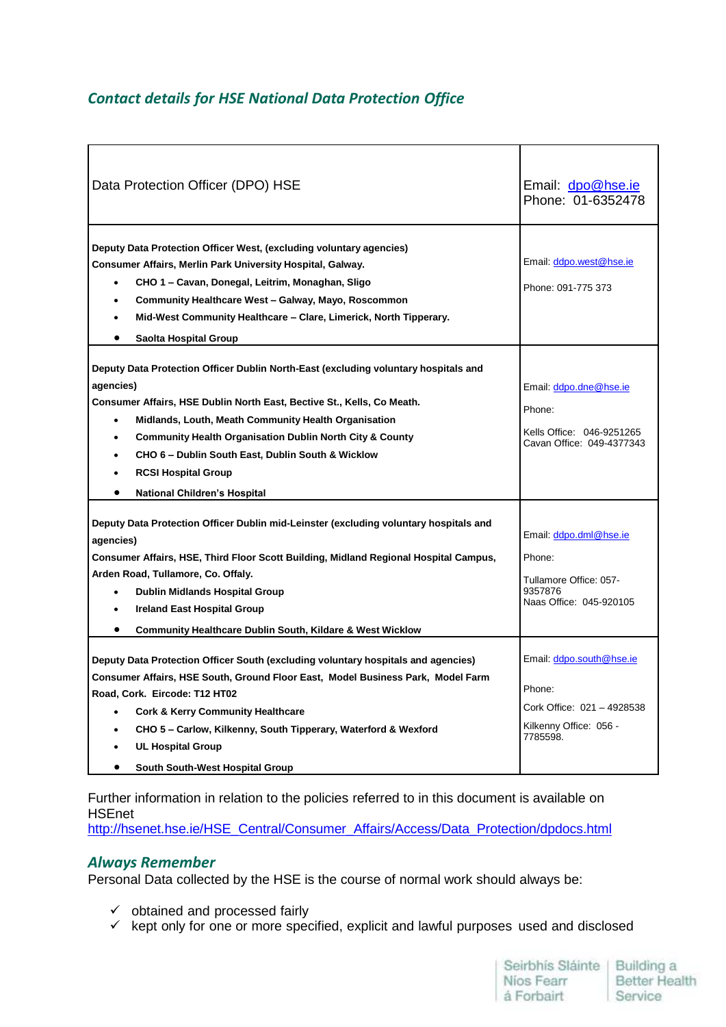## *Contact details for HSE National Data Protection Office*

| | |
|---|---|
| Data Protection Officer (DPO) HSE | Email: dpo@hse.ie<br>Phone: 01-6352478 |
| **Deputy Data Protection Officer West, (excluding voluntary agencies)**<br>**Consumer Affairs, Merlin Park University Hospital, Galway.**<br>• **CHO 1 – Cavan, Donegal, Leitrim, Monaghan, Sligo**<br>• **Community Healthcare West – Galway, Mayo, Roscommon**<br>• **Mid-West Community Healthcare – Clare, Limerick, North Tipperary.**<br>• **Saolta Hospital Group** | Email: ddpo.west@hse.ie<br><br>Phone: 091-775 373 |
| **Deputy Data Protection Officer Dublin North-East (excluding voluntary hospitals and agencies)**<br>**Consumer Affairs, HSE Dublin North East, Bective St., Kells, Co Meath.**<br>• **Midlands, Louth, Meath Community Health Organisation**<br>• **Community Health Organisation Dublin North City & County**<br>• **CHO 6 – Dublin South East, Dublin South & Wicklow**<br>• **RCSI Hospital Group**<br>• **National Children's Hospital** | Email: ddpo.dne@hse.ie<br><br>Phone:<br><br>Kells Office: 046-9251265<br>Cavan Office: 049-4377343 |
| **Deputy Data Protection Officer Dublin mid-Leinster (excluding voluntary hospitals and agencies)**<br>**Consumer Affairs, HSE, Third Floor Scott Building, Midland Regional Hospital Campus, Arden Road, Tullamore, Co. Offaly.**<br>• **Dublin Midlands Hospital Group**<br>• **Ireland East Hospital Group**<br>• **Community Healthcare Dublin South, Kildare & West Wicklow** | Email: ddpo.dml@hse.ie<br><br>Phone:<br><br>Tullamore Office: 057-9357876<br>Naas Office: 045-920105 |
| **Deputy Data Protection Officer South (excluding voluntary hospitals and agencies)**<br>**Consumer Affairs, HSE South, Ground Floor East, Model Business Park, Model Farm Road, Cork. Eircode: T12 HT02**<br>• **Cork & Kerry Community Healthcare**<br>• **CHO 5 – Carlow, Kilkenny, South Tipperary, Waterford & Wexford**<br>• **UL Hospital Group**<br>• **South South-West Hospital Group** | Email: ddpo.south@hse.ie<br><br>Phone:<br><br>Cork Office: 021 – 4928538<br><br>Kilkenny Office: 056 - 7785598. |

Further information in relation to the policies referred to in this document is available on HSEnet
http://hsenet.hse.ie/HSE_Central/Consumer_Affairs/Access/Data_Protection/dpdocs.html

### *Always Remember*

Personal Data collected by the HSE is the course of normal work should always be:

- ✓ obtained and processed fairly
- ✓ kept only for one or more specified, explicit and lawful purposes used and disclosed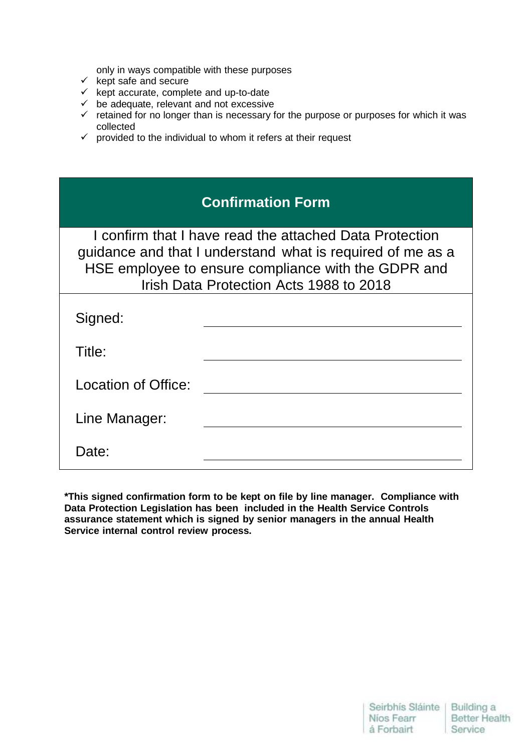only in ways compatible with these purposes

- ✓ kept safe and secure
- ✓ kept accurate, complete and up-to-date
- ✓ be adequate, relevant and not excessive
- ✓ retained for no longer than is necessary for the purpose or purposes for which it was collected
- ✓ provided to the individual to whom it refers at their request

## Confirmation Form

I confirm that I have read the attached Data Protection guidance and that I understand what is required of me as a HSE employee to ensure compliance with the GDPR and Irish Data Protection Acts 1988 to 2018

| | |
|---|---|
| Signed: | ____________________ |
| Title: | ____________________ |
| Location of Office: | ____________________ |
| Line Manager: | ____________________ |
| Date: | ____________________ |

**\*This signed confirmation form to be kept on file by line manager. Compliance with Data Protection Legislation has been included in the Health Service Controls assurance statement which is signed by senior managers in the annual Health Service internal control review process.**

Seirbhís Sláinte Níos Fearr á Forbairt | Building a Better Health Service